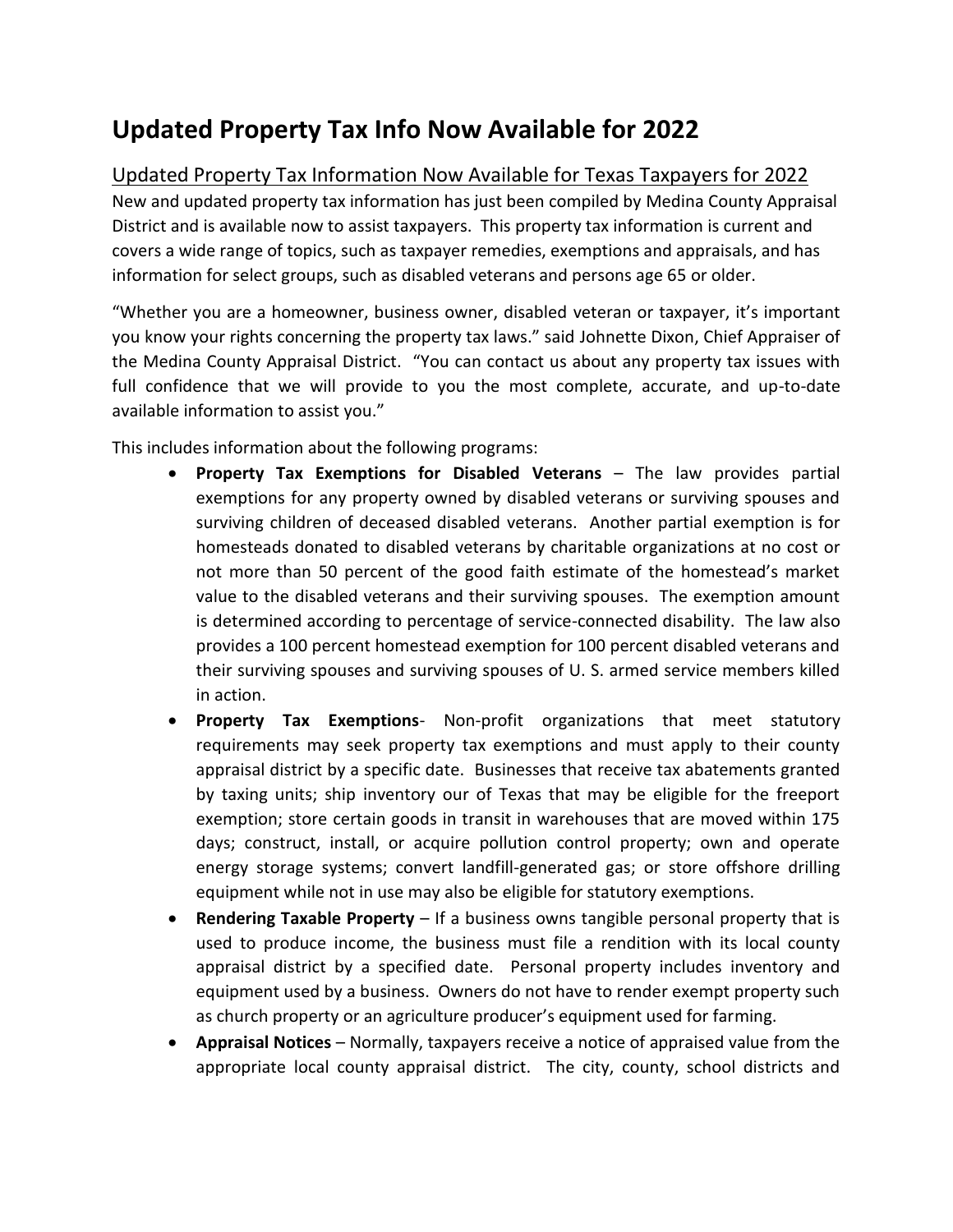# Updated Property Tax Info Now Available for 2022

## Updated Property Tax Information Now Available for Texas Taxpayers for 2022

New and updated property tax information has just been compiled by Medina County Appraisal District and is available now to assist taxpayers. This property tax information is current and covers a wide range of topics, such as taxpayer remedies, exemptions and appraisals, and has information for select groups, such as disabled veterans and persons age 65 or older.

"Whether you are a homeowner, business owner, disabled veteran or taxpayer, it's important you know your rights concerning the property tax laws." said Johnette Dixon, Chief Appraiser of the Medina County Appraisal District. "You can contact us about any property tax issues with full confidence that we will provide to you the most complete, accurate, and up-to-date available information to assist you."

This includes information about the following programs:

- **Property Tax Exemptions for Disabled Veterans** – The law provides partial exemptions for any property owned by disabled veterans or surviving spouses and surviving children of deceased disabled veterans. Another partial exemption is for homesteads donated to disabled veterans by charitable organizations at no cost or not more than 50 percent of the good faith estimate of the homestead's market value to the disabled veterans and their surviving spouses. The exemption amount is determined according to percentage of service-connected disability. The law also provides a 100 percent homestead exemption for 100 percent disabled veterans and their surviving spouses and surviving spouses of U. S. armed service members killed in action.
- **Property Tax Exemptions**- Non-profit organizations that meet statutory requirements may seek property tax exemptions and must apply to their county appraisal district by a specific date. Businesses that receive tax abatements granted by taxing units; ship inventory our of Texas that may be eligible for the freeport exemption; store certain goods in transit in warehouses that are moved within 175 days; construct, install, or acquire pollution control property; own and operate energy storage systems; convert landfill-generated gas; or store offshore drilling equipment while not in use may also be eligible for statutory exemptions.
- **Rendering Taxable Property** – If a business owns tangible personal property that is used to produce income, the business must file a rendition with its local county appraisal district by a specified date. Personal property includes inventory and equipment used by a business. Owners do not have to render exempt property such as church property or an agriculture producer's equipment used for farming.
- **Appraisal Notices** – Normally, taxpayers receive a notice of appraised value from the appropriate local county appraisal district. The city, county, school districts and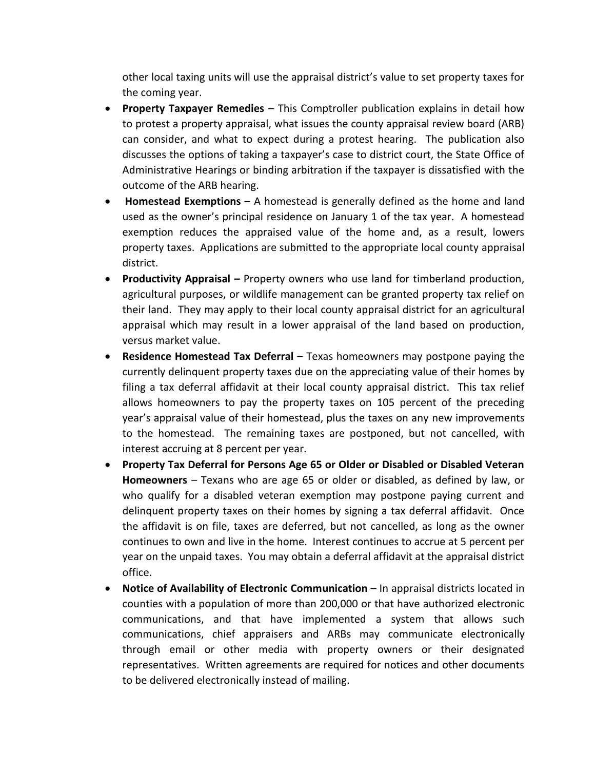other local taxing units will use the appraisal district's value to set property taxes for the coming year.

- **Property Taxpayer Remedies** – This Comptroller publication explains in detail how to protest a property appraisal, what issues the county appraisal review board (ARB) can consider, and what to expect during a protest hearing. The publication also discusses the options of taking a taxpayer's case to district court, the State Office of Administrative Hearings or binding arbitration if the taxpayer is dissatisfied with the outcome of the ARB hearing.
- **Homestead Exemptions** – A homestead is generally defined as the home and land used as the owner's principal residence on January 1 of the tax year. A homestead exemption reduces the appraised value of the home and, as a result, lowers property taxes. Applications are submitted to the appropriate local county appraisal district.
- **Productivity Appraisal –** Property owners who use land for timberland production, agricultural purposes, or wildlife management can be granted property tax relief on their land. They may apply to their local county appraisal district for an agricultural appraisal which may result in a lower appraisal of the land based on production, versus market value.
- **Residence Homestead Tax Deferral** – Texas homeowners may postpone paying the currently delinquent property taxes due on the appreciating value of their homes by filing a tax deferral affidavit at their local county appraisal district. This tax relief allows homeowners to pay the property taxes on 105 percent of the preceding year's appraisal value of their homestead, plus the taxes on any new improvements to the homestead. The remaining taxes are postponed, but not cancelled, with interest accruing at 8 percent per year.
- **Property Tax Deferral for Persons Age 65 or Older or Disabled or Disabled Veteran Homeowners** – Texans who are age 65 or older or disabled, as defined by law, or who qualify for a disabled veteran exemption may postpone paying current and delinquent property taxes on their homes by signing a tax deferral affidavit. Once the affidavit is on file, taxes are deferred, but not cancelled, as long as the owner continues to own and live in the home. Interest continues to accrue at 5 percent per year on the unpaid taxes. You may obtain a deferral affidavit at the appraisal district office.
- **Notice of Availability of Electronic Communication** – In appraisal districts located in counties with a population of more than 200,000 or that have authorized electronic communications, and that have implemented a system that allows such communications, chief appraisers and ARBs may communicate electronically through email or other media with property owners or their designated representatives. Written agreements are required for notices and other documents to be delivered electronically instead of mailing.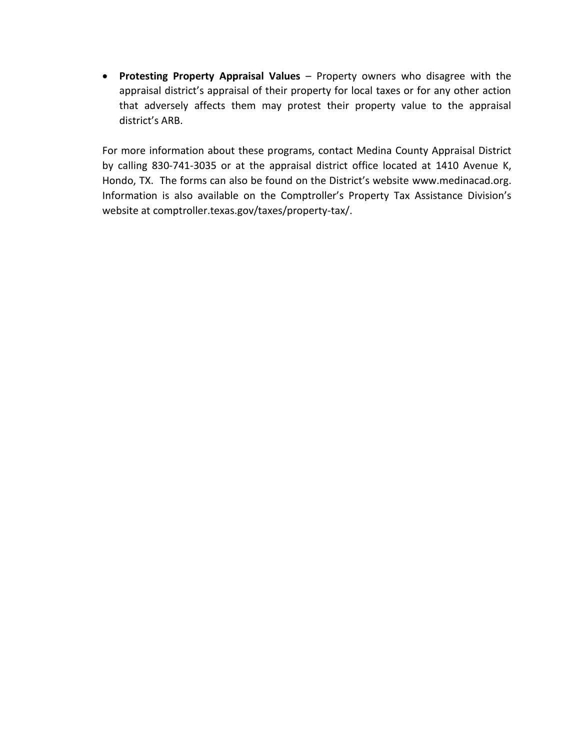- **Protesting Property Appraisal Values** – Property owners who disagree with the appraisal district's appraisal of their property for local taxes or for any other action that adversely affects them may protest their property value to the appraisal district's ARB.

For more information about these programs, contact Medina County Appraisal District by calling 830-741-3035 or at the appraisal district office located at 1410 Avenue K, Hondo, TX. The forms can also be found on the District's website www.medinacad.org. Information is also available on the Comptroller's Property Tax Assistance Division's website at comptroller.texas.gov/taxes/property-tax/.